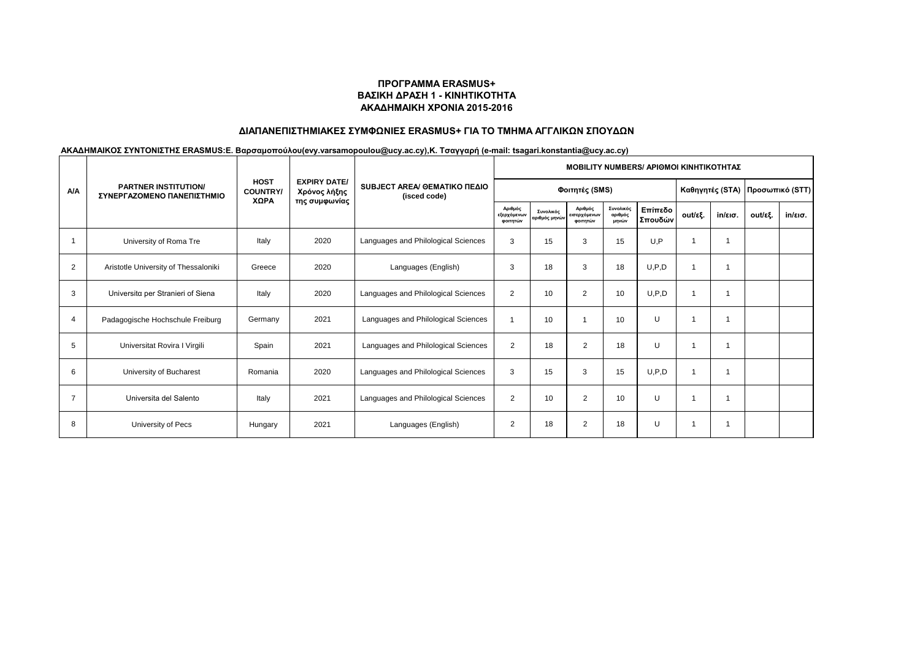**ΠΡΟΓΡΑΜΜΑ ERASMUS+**
**ΒΑΣΙΚΗ ΔΡΑΣΗ 1 - ΚΙΝΗΤΙΚΟΤΗΤΑ**
**ΑΚΑΔΗΜΑΙΚΗ ΧΡΟΝΙΑ 2015-2016**

**ΔΙΑΠΑΝΕΠΙΣΤΗΜΙΑΚΕΣ ΣΥΜΦΩΝΙΕΣ ERASMUS+ ΓΙΑ ΤΟ ΤΜΗΜΑ ΑΓΓΛΙΚΩΝ ΣΠΟΥΔΩΝ**

**ΑΚΑΔΗΜΑΙΚΟΣ ΣΥΝΤΟΝΙΣΤΗΣ ERASMUS:Ε. Βαρσαμοπούλου(evy.varsamopoulou@ucy.ac.cy),Κ. Τσαγγαρή (e-mail: tsagari.konstantia@ucy.ac.cy)**

| A/A | PARTNER INSTITUTION/ ΣΥΝΕΡΓΑΖΟΜΕΝΟ ΠΑΝΕΠΙΣΤΗΜΙΟ | HOST COUNTRY/ ΧΩΡΑ | EXPIRY DATE/ Χρόνος λήξης της συμφωνίας | SUBJECT AREA/ ΘΕΜΑΤΙΚΟ ΠΕΔΙΟ (isced code) | MOBILITY NUMBERS/ ΑΡΙΘΜΟΙ ΚΙΝΗΤΙΚΟΤΗΤΑΣ | | | | | | | | |
|---|---|---|---|---|---|---|---|---|---|---|---|---|---|
| | | | | | Φοιτητές (SMS) | | | | | Καθηγητές (STA) | | Προσωπικό (STT) | |
| | | | | | Αριθμός εξερχόμενων φοιτητών | Συνολικός αριθμός μηνών | Αριθμός εισερχόμενων φοιτητών | Συνολικός αριθμός μηνών | Επίπεδο Σπουδών | out/εξ. | in/εισ. | out/εξ. | in/εισ. |
| 1 | University of Roma Tre | Italy | 2020 | Languages and Philological Sciences | 3 | 15 | 3 | 15 | U,P | 1 | 1 | | |
| 2 | Aristotle University of Thessaloniki | Greece | 2020 | Languages (English) | 3 | 18 | 3 | 18 | U,P,D | 1 | 1 | | |
| 3 | Universitα per Stranieri of Siena | Italy | 2020 | Languages and Philological Sciences | 2 | 10 | 2 | 10 | U,P,D | 1 | 1 | | |
| 4 | Padagogische Hochschule Freiburg | Germany | 2021 | Languages and Philological Sciences | 1 | 10 | 1 | 10 | U | 1 | 1 | | |
| 5 | Universitat Rovira I Virgili | Spain | 2021 | Languages and Philological Sciences | 2 | 18 | 2 | 18 | U | 1 | 1 | | |
| 6 | University of Bucharest | Romania | 2020 | Languages and Philological Sciences | 3 | 15 | 3 | 15 | U,P,D | 1 | 1 | | |
| 7 | Universita del Salento | Italy | 2021 | Languages and Philological Sciences | 2 | 10 | 2 | 10 | U | 1 | 1 | | |
| 8 | University of Pecs | Hungary | 2021 | Languages (English) | 2 | 18 | 2 | 18 | U | 1 | 1 | | |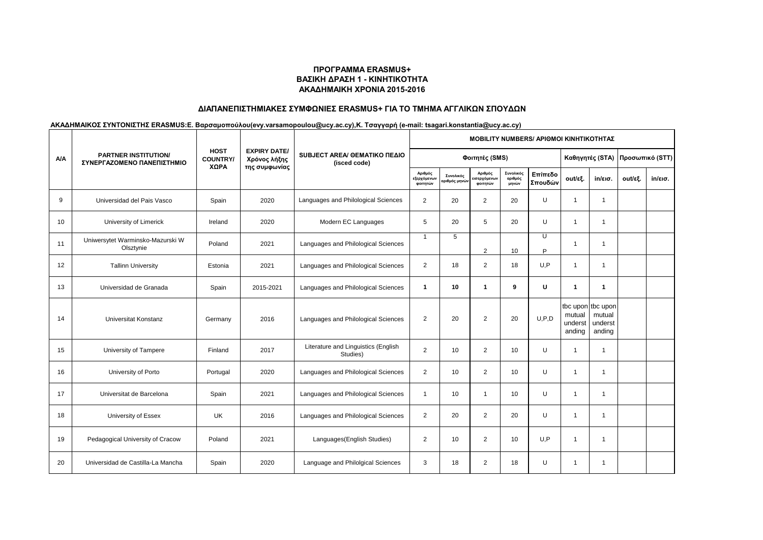**ΠΡΟΓΡΑΜΜΑ ERASMUS+**
**ΒΑΣΙΚΗ ΔΡΑΣΗ 1 - ΚΙΝΗΤΙΚΟΤΗΤΑ**
**ΑΚΑΔΗΜΑΙΚΗ ΧΡΟΝΙΑ 2015-2016**

**ΔΙΑΠΑΝΕΠΙΣΤΗΜΙΑΚΕΣ ΣΥΜΦΩΝΙΕΣ ERASMUS+ ΓΙΑ ΤΟ ΤΜΗΜΑ ΑΓΓΛΙΚΩΝ ΣΠΟΥΔΩΝ**

**ΑΚΑΔΗΜΑΙΚΟΣ ΣΥΝΤΟΝΙΣΤΗΣ ERASMUS:Ε. Βαρσαμοπούλου(evy.varsamopoulou@ucy.ac.cy),Κ. Τσαγγαρή (e-mail: tsagari.konstantia@ucy.ac.cy)**

| A/A | PARTNER INSTITUTION/ ΣΥΝΕΡΓΑΖΟΜΕΝΟ ΠΑΝΕΠΙΣΤΗΜΙΟ | HOST COUNTRY/ ΧΩΡΑ | EXPIRY DATE/ Χρόνος λήξης της συμφωνίας | SUBJECT AREA/ ΘΕΜΑΤΙΚΟ ΠΕΔΙΟ (isced code) | MOBILITY NUMBERS/ ΑΡΙΘΜΟΙ ΚΙΝΗΤΙΚΟΤΗΤΑΣ | | | | | | | | |
|---|---|---|---|---|---|---|---|---|---|---|---|---|---|
| | | | | | Φοιτητές (SMS) | | | | | Καθηγητές (STA) | | Προσωπικό (STT) | |
| | | | | | Αριθμός εξερχόμενων φοιτητών | Συνολικός αριθμός μηνών | Αριθμός εισερχόμενων φοιτητών | Συνολικός αριθμός μηνών | Επίπεδο Σπουδών | out/εξ. | in/εισ. | out/εξ. | in/εισ. |
| 9 | Universidad del Pais Vasco | Spain | 2020 | Languages and Philological Sciences | 2 | 20 | 2 | 20 | U | 1 | 1 | | |
| 10 | University of Limerick | Ireland | 2020 | Modern EC Languages | 5 | 20 | 5 | 20 | U | 1 | 1 | | |
| 11 | Uniwersytet Warminsko-Mazurski W Olsztynie | Poland | 2021 | Languages and Philological Sciences | 1 | 5 | 2 | 10 | U<br>P | 1 | 1 | | |
| 12 | Tallinn University | Estonia | 2021 | Languages and Philological Sciences | 2 | 18 | 2 | 18 | U,P | 1 | 1 | | |
| 13 | Universidad de Granada | Spain | 2015-2021 | Languages and Philological Sciences | **1** | **10** | **1** | **9** | **U** | **1** | **1** | | |
| 14 | Universitat Konstanz | Germany | 2016 | Languages and Philological Sciences | 2 | 20 | 2 | 20 | U,P,D | tbc upon mutual understanding | tbc upon mutual understanding | | |
| 15 | University of Tampere | Finland | 2017 | Literature and Linguistics (English Studies) | 2 | 10 | 2 | 10 | U | 1 | 1 | | |
| 16 | University of Porto | Portugal | 2020 | Languages and Philological Sciences | 2 | 10 | 2 | 10 | U | 1 | 1 | | |
| 17 | Universitat de Barcelona | Spain | 2021 | Languages and Philological Sciences | 1 | 10 | 1 | 10 | U | 1 | 1 | | |
| 18 | University of Essex | UK | 2016 | Languages and Philological Sciences | 2 | 20 | 2 | 20 | U | 1 | 1 | | |
| 19 | Pedagogical University of Cracow | Poland | 2021 | Languages(English Studies) | 2 | 10 | 2 | 10 | U,P | 1 | 1 | | |
| 20 | Universidad de Castilla-La Mancha | Spain | 2020 | Language and Philolgical Sciences | 3 | 18 | 2 | 18 | U | 1 | 1 | | |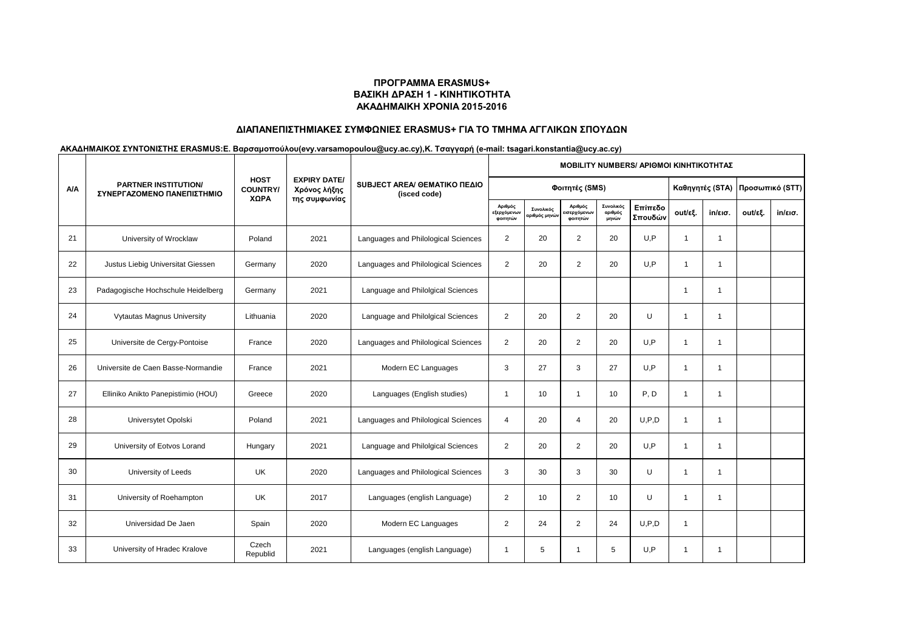**ΠΡΟΓΡΑΜΜΑ ERASMUS+**
**ΒΑΣΙΚΗ ΔΡΑΣΗ 1 - ΚΙΝΗΤΙΚΟΤΗΤΑ**
**ΑΚΑΔΗΜΑΙΚΗ ΧΡΟΝΙΑ 2015-2016**

**ΔΙΑΠΑΝΕΠΙΣΤΗΜΙΑΚΕΣ ΣΥΜΦΩΝΙΕΣ ERASMUS+ ΓΙΑ ΤΟ ΤΜΗΜΑ ΑΓΓΛΙΚΩΝ ΣΠΟΥΔΩΝ**

**ΑΚΑΔΗΜΑΙΚΟΣ ΣΥΝΤΟΝΙΣΤΗΣ ERASMUS:Ε. Βαρσαμοπούλου(evy.varsamopoulou@ucy.ac.cy),Κ. Τσαγγαρή (e-mail: tsagari.konstantia@ucy.ac.cy)**

| A/A | PARTNER INSTITUTION/ ΣΥΝΕΡΓΑΖΟΜΕΝΟ ΠΑΝΕΠΙΣΤΗΜΙΟ | HOST COUNTRY/ ΧΩΡΑ | EXPIRY DATE/ Χρόνος λήξης της συμφωνίας | SUBJECT AREA/ ΘΕΜΑΤΙΚΟ ΠΕΔΙΟ (isced code) | MOBILITY NUMBERS/ ΑΡΙΘΜΟΙ ΚΙΝΗΤΙΚΟΤΗΤΑΣ | | | | | | | | |
|---|---|---|---|---|---|---|---|---|---|---|---|---|---|
| | | | | | Φοιτητές (SMS) | | | | | Καθηγητές (STA) | | Προσωπικό (STT) | |
| | | | | | Αριθμός εξερχόμενων φοιτητών | Συνολικός αριθμός μηνών | Αριθμός εισερχόμενων φοιτητών | Συνολικός αριθμός μηνών | Επίπεδο Σπουδών | out/εξ. | in/εισ. | out/εξ. | in/εισ. |
| 21 | University of Wrocklaw | Poland | 2021 | Languages and Philological Sciences | 2 | 20 | 2 | 20 | U,P | 1 | 1 | | |
| 22 | Justus Liebig Universitat Giessen | Germany | 2020 | Languages and Philological Sciences | 2 | 20 | 2 | 20 | U,P | 1 | 1 | | |
| 23 | Padagogische Hochschule Heidelberg | Germany | 2021 | Language and Philolgical Sciences | | | | | | 1 | 1 | | |
| 24 | Vytautas Magnus University | Lithuania | 2020 | Language and Philolgical Sciences | 2 | 20 | 2 | 20 | U | 1 | 1 | | |
| 25 | Universite de Cergy-Pontoise | France | 2020 | Languages and Philological Sciences | 2 | 20 | 2 | 20 | U,P | 1 | 1 | | |
| 26 | Universite de Caen Basse-Normandie | France | 2021 | Modern EC Languages | 3 | 27 | 3 | 27 | U,P | 1 | 1 | | |
| 27 | Elliniko Anikto Panepistimio (HOU) | Greece | 2020 | Languages (English studies) | 1 | 10 | 1 | 10 | P, D | 1 | 1 | | |
| 28 | Universytet Opolski | Poland | 2021 | Languages and Philological Sciences | 4 | 20 | 4 | 20 | U,P,D | 1 | 1 | | |
| 29 | University of Eotvos Lorand | Hungary | 2021 | Language and Philolgical Sciences | 2 | 20 | 2 | 20 | U,P | 1 | 1 | | |
| 30 | University of Leeds | UK | 2020 | Languages and Philological Sciences | 3 | 30 | 3 | 30 | U | 1 | 1 | | |
| 31 | University of Roehampton | UK | 2017 | Languages (english Language) | 2 | 10 | 2 | 10 | U | 1 | 1 | | |
| 32 | Universidad De Jaen | Spain | 2020 | Modern EC Languages | 2 | 24 | 2 | 24 | U,P,D | 1 | | | |
| 33 | University of Hradec Kralove | Czech Republid | 2021 | Languages (english Language) | 1 | 5 | 1 | 5 | U,P | 1 | 1 | | |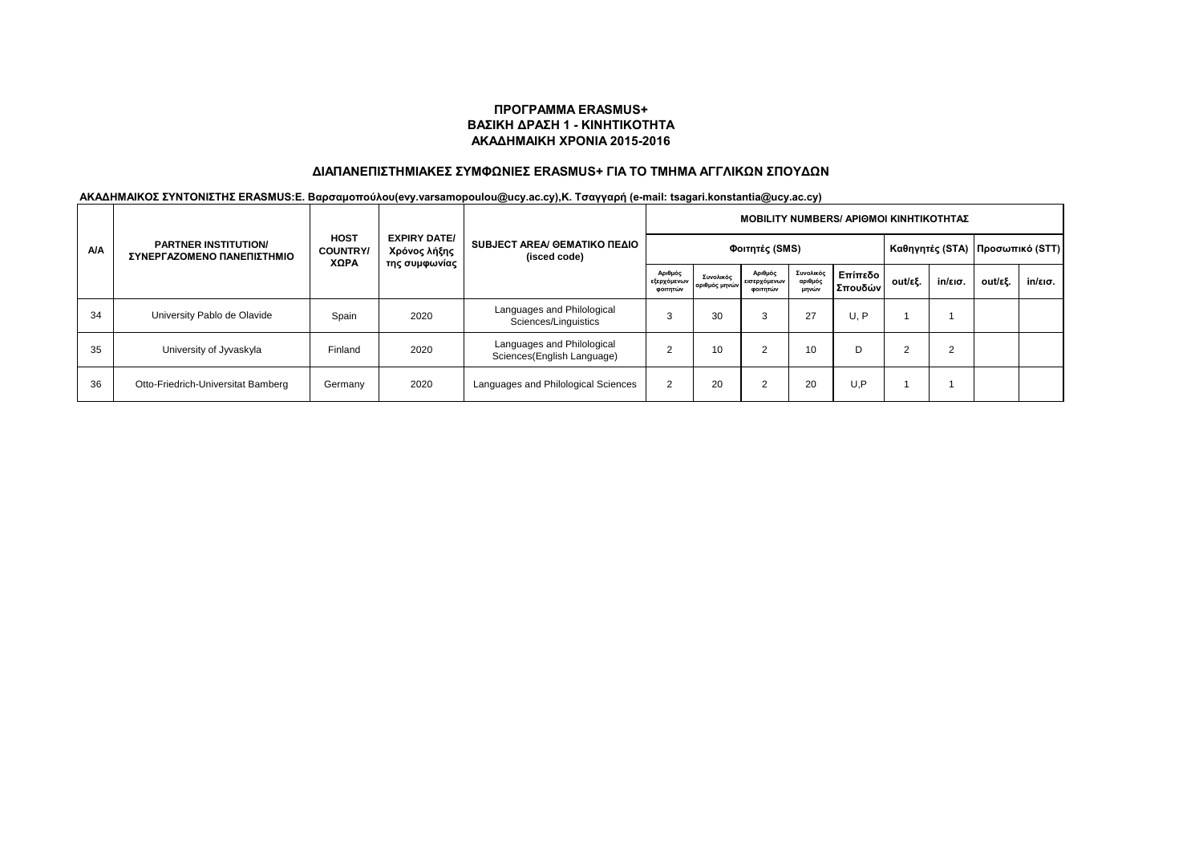**ΠΡΟΓΡΑΜΜΑ ERASMUS+**
**ΒΑΣΙΚΗ ΔΡΑΣΗ 1 - ΚΙΝΗΤΙΚΟΤΗΤΑ**
**ΑΚΑΔΗΜΑΙΚΗ ΧΡΟΝΙΑ 2015-2016**

**ΔΙΑΠΑΝΕΠΙΣΤΗΜΙΑΚΕΣ ΣΥΜΦΩΝΙΕΣ ERASMUS+ ΓΙΑ ΤΟ ΤΜΗΜΑ ΑΓΓΛΙΚΩΝ ΣΠΟΥΔΩΝ**

**ΑΚΑΔΗΜΑΙΚΟΣ ΣΥΝΤΟΝΙΣΤΗΣ ERASMUS:Ε. Βαρσαμοπούλου(evy.varsamopoulou@ucy.ac.cy),Κ. Τσαγγαρή (e-mail: tsagari.konstantia@ucy.ac.cy)**

| A/A | PARTNER INSTITUTION/ ΣΥΝΕΡΓΑΖΟΜΕΝΟ ΠΑΝΕΠΙΣΤΗΜΙΟ | HOST COUNTRY/ ΧΩΡΑ | EXPIRY DATE/ Χρόνος λήξης της συμφωνίας | SUBJECT AREA/ ΘΕΜΑΤΙΚΟ ΠΕΔΙΟ (isced code) | MOBILITY NUMBERS/ ΑΡΙΘΜΟΙ ΚΙΝΗΤΙΚΟΤΗΤΑΣ | | | | | | | | |
|---|---|---|---|---|---|---|---|---|---|---|---|---|---|
| | | | | | Φοιτητές (SMS) | | | | | Καθηγητές (STA) | | Προσωπικό (STT) | |
| | | | | | Αριθμός εξερχόμενων φοιτητών | Συνολικός αριθμός μηνών | Αριθμός εισερχόμενων φοιτητών | Συνολικός αριθμός μηνών | Επίπεδο Σπουδών | out/εξ. | in/εισ. | out/εξ. | in/εισ. |
| 34 | University Pablo de Olavide | Spain | 2020 | Languages and Philological Sciences/Linguistics | 3 | 30 | 3 | 27 | U, P | 1 | 1 | | |
| 35 | University of Jyvaskyla | Finland | 2020 | Languages and Philological Sciences(English Language) | 2 | 10 | 2 | 10 | D | 2 | 2 | | |
| 36 | Otto-Friedrich-Universitat Bamberg | Germany | 2020 | Languages and Philological Sciences | 2 | 20 | 2 | 20 | U,P | 1 | 1 | | |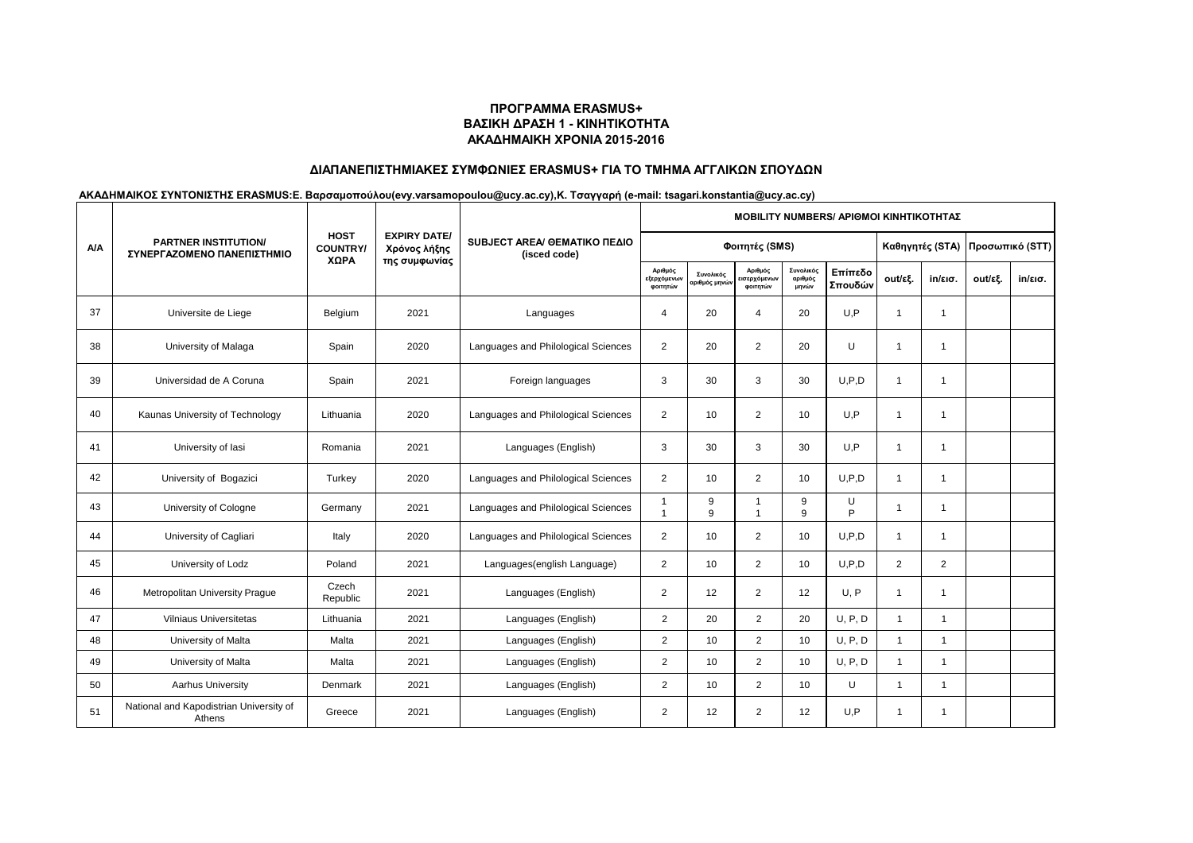**ΠΡΟΓΡΑΜΜΑ ERASMUS+**
**ΒΑΣΙΚΗ ΔΡΑΣΗ 1 - ΚΙΝΗΤΙΚΟΤΗΤΑ**
**ΑΚΑΔΗΜΑΙΚΗ ΧΡΟΝΙΑ 2015-2016**

**ΔΙΑΠΑΝΕΠΙΣΤΗΜΙΑΚΕΣ ΣΥΜΦΩΝΙΕΣ ERASMUS+ ΓΙΑ ΤΟ ΤΜΗΜΑ ΑΓΓΛΙΚΩΝ ΣΠΟΥΔΩΝ**

**ΑΚΑΔΗΜΑΙΚΟΣ ΣΥΝΤΟΝΙΣΤΗΣ ERASMUS:Ε. Βαρσαμοπούλου(evy.varsamopoulou@ucy.ac.cy),Κ. Τσαγγαρή (e-mail: tsagari.konstantia@ucy.ac.cy)**

| A/A | PARTNER INSTITUTION/ ΣΥΝΕΡΓΑΖΟΜΕΝΟ ΠΑΝΕΠΙΣΤΗΜΙΟ | HOST COUNTRY/ ΧΩΡΑ | EXPIRY DATE/ Χρόνος λήξης της συμφωνίας | SUBJECT AREA/ ΘΕΜΑΤΙΚΟ ΠΕΔΙΟ (isced code) | MOBILITY NUMBERS/ ΑΡΙΘΜΟΙ ΚΙΝΗΤΙΚΟΤΗΤΑΣ | | | | | | | | |
|---|---|---|---|---|---|---|---|---|---|---|---|---|---|
| | | | | | Φοιτητές (SMS) | | | | | Καθηγητές (STA) | | Προσωπικό (STT) | |
| | | | | | Αριθμός εξερχόμενων φοιτητών | Συνολικός αριθμός μηνών | Αριθμός εισερχόμενων φοιτητών | Συνολικός αριθμός μηνών | Επίπεδο Σπουδών | out/εξ. | in/εισ. | out/εξ. | in/εισ. |
| 37 | Universite de Liege | Belgium | 2021 | Languages | 4 | 20 | 4 | 20 | U,P | 1 | 1 | | |
| 38 | University of Malaga | Spain | 2020 | Languages and Philological Sciences | 2 | 20 | 2 | 20 | U | 1 | 1 | | |
| 39 | Universidad de A Coruna | Spain | 2021 | Foreign languages | 3 | 30 | 3 | 30 | U,P,D | 1 | 1 | | |
| 40 | Kaunas University of Technology | Lithuania | 2020 | Languages and Philological Sciences | 2 | 10 | 2 | 10 | U,P | 1 | 1 | | |
| 41 | University of Iasi | Romania | 2021 | Languages (English) | 3 | 30 | 3 | 30 | U,P | 1 | 1 | | |
| 42 | University of Bogazici | Turkey | 2020 | Languages and Philological Sciences | 2 | 10 | 2 | 10 | U,P,D | 1 | 1 | | |
| 43 | University of Cologne | Germany | 2021 | Languages and Philological Sciences | 1<br>1 | 9<br>9 | 1<br>1 | 9<br>9 | U<br>P | 1 | 1 | | |
| 44 | University of Cagliari | Italy | 2020 | Languages and Philological Sciences | 2 | 10 | 2 | 10 | U,P,D | 1 | 1 | | |
| 45 | University of Lodz | Poland | 2021 | Languages(english Language) | 2 | 10 | 2 | 10 | U,P,D | 2 | 2 | | |
| 46 | Metropolitan University Prague | Czech Republic | 2021 | Languages (English) | 2 | 12 | 2 | 12 | U, P | 1 | 1 | | |
| 47 | Vilniaus Universitetas | Lithuania | 2021 | Languages (English) | 2 | 20 | 2 | 20 | U, P, D | 1 | 1 | | |
| 48 | University of Malta | Malta | 2021 | Languages (English) | 2 | 10 | 2 | 10 | U, P, D | 1 | 1 | | |
| 49 | University of Malta | Malta | 2021 | Languages (English) | 2 | 10 | 2 | 10 | U, P, D | 1 | 1 | | |
| 50 | Aarhus University | Denmark | 2021 | Languages (English) | 2 | 10 | 2 | 10 | U | 1 | 1 | | |
| 51 | National and Kapodistrian University of Athens | Greece | 2021 | Languages (English) | 2 | 12 | 2 | 12 | U,P | 1 | 1 | | |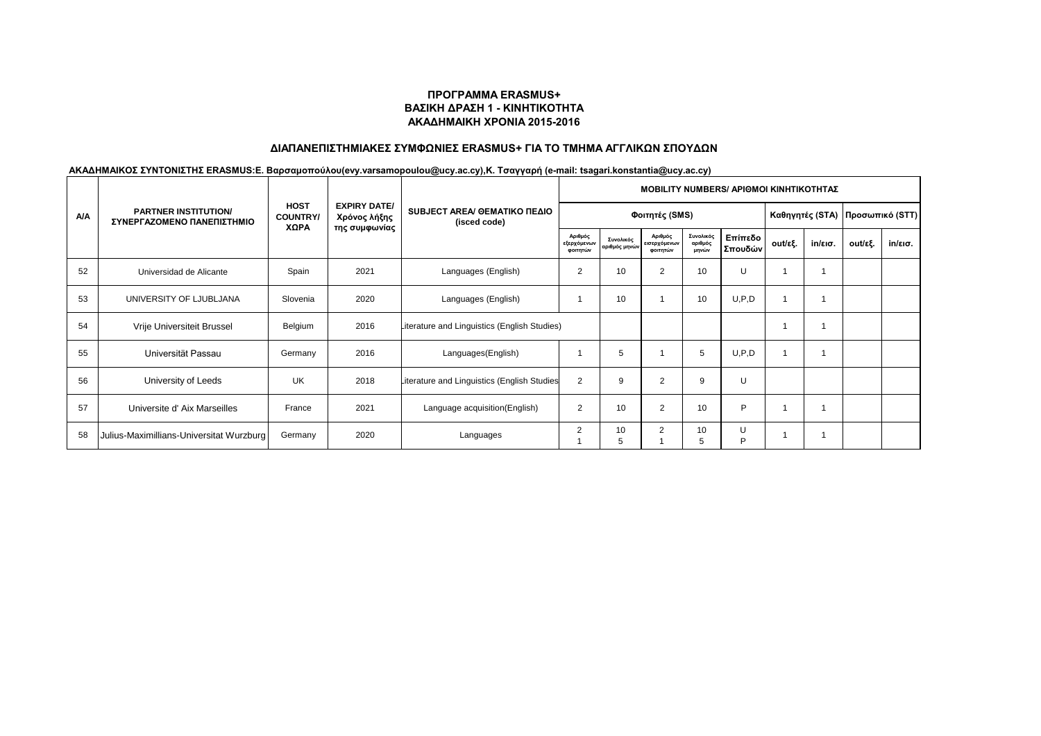### ΠΡΟΓΡΑΜΜΑ ERASMUS+
### ΒΑΣΙΚΗ ΔΡΑΣΗ 1 - ΚΙΝΗΤΙΚΟΤΗΤΑ
### ΑΚΑΔΗΜΑΙΚΗ ΧΡΟΝΙΑ 2015-2016

### ΔΙΑΠΑΝΕΠΙΣΤΗΜΙΑΚΕΣ ΣΥΜΦΩΝΙΕΣ ERASMUS+ ΓΙΑ ΤΟ ΤΜΗΜΑ ΑΓΓΛΙΚΩΝ ΣΠΟΥΔΩΝ

**ΑΚΑΔΗΜΑΙΚΟΣ ΣΥΝΤΟΝΙΣΤΗΣ ERASMUS:Ε. Βαρσαμοπούλου(evy.varsamopoulou@ucy.ac.cy),Κ. Τσαγγαρή (e-mail: tsagari.konstantia@ucy.ac.cy)**

| A/A | PARTNER INSTITUTION/ ΣΥΝΕΡΓΑΖΟΜΕΝΟ ΠΑΝΕΠΙΣΤΗΜΙΟ | HOST COUNTRY/ ΧΩΡΑ | EXPIRY DATE/ Χρόνος λήξης της συμφωνίας | SUBJECT AREA/ ΘΕΜΑΤΙΚΟ ΠΕΔΙΟ (isced code) | MOBILITY NUMBERS/ ΑΡΙΘΜΟΙ ΚΙΝΗΤΙΚΟΤΗΤΑΣ | | | | | | | | |
|---|---|---|---|---|---|---|---|---|---|---|---|---|---|
| | | | | | Φοιτητές (SMS) | | | | | Καθηγητές (STA) | | Προσωπικό (STT) | |
| | | | | | Αριθμός εξερχόμενων φοιτητών | Συνολικός αριθμός μηνών | Αριθμός εισερχόμενων φοιτητών | Συνολικός αριθμός μηνών | Επίπεδο Σπουδών | out/εξ. | in/εισ. | out/εξ. | in/εισ. |
| 52 | Universidad de Alicante | Spain | 2021 | Languages (English) | 2 | 10 | 2 | 10 | U | 1 | 1 | | |
| 53 | UNIVERSITY OF LJUBLJANA | Slovenia | 2020 | Languages (English) | 1 | 10 | 1 | 10 | U,P,D | 1 | 1 | | |
| 54 | Vrije Universiteit Brussel | Belgium | 2016 | Literature and Linguistics (English Studies) | | | | | | 1 | 1 | | |
| 55 | Universität Passau | Germany | 2016 | Languages(English) | 1 | 5 | 1 | 5 | U,P,D | 1 | 1 | | |
| 56 | University of Leeds | UK | 2018 | Literature and Linguistics (English Studies | 2 | 9 | 2 | 9 | U | | | | |
| 57 | Universite d' Aix Marseilles | France | 2021 | Language acquisition(English) | 2 | 10 | 2 | 10 | P | 1 | 1 | | |
| 58 | Julius-Maximillians-Universitat Wurzburg | Germany | 2020 | Languages | 2<br>1 | 10<br>5 | 2<br>1 | 10<br>5 | U<br>P | 1 | 1 | | |